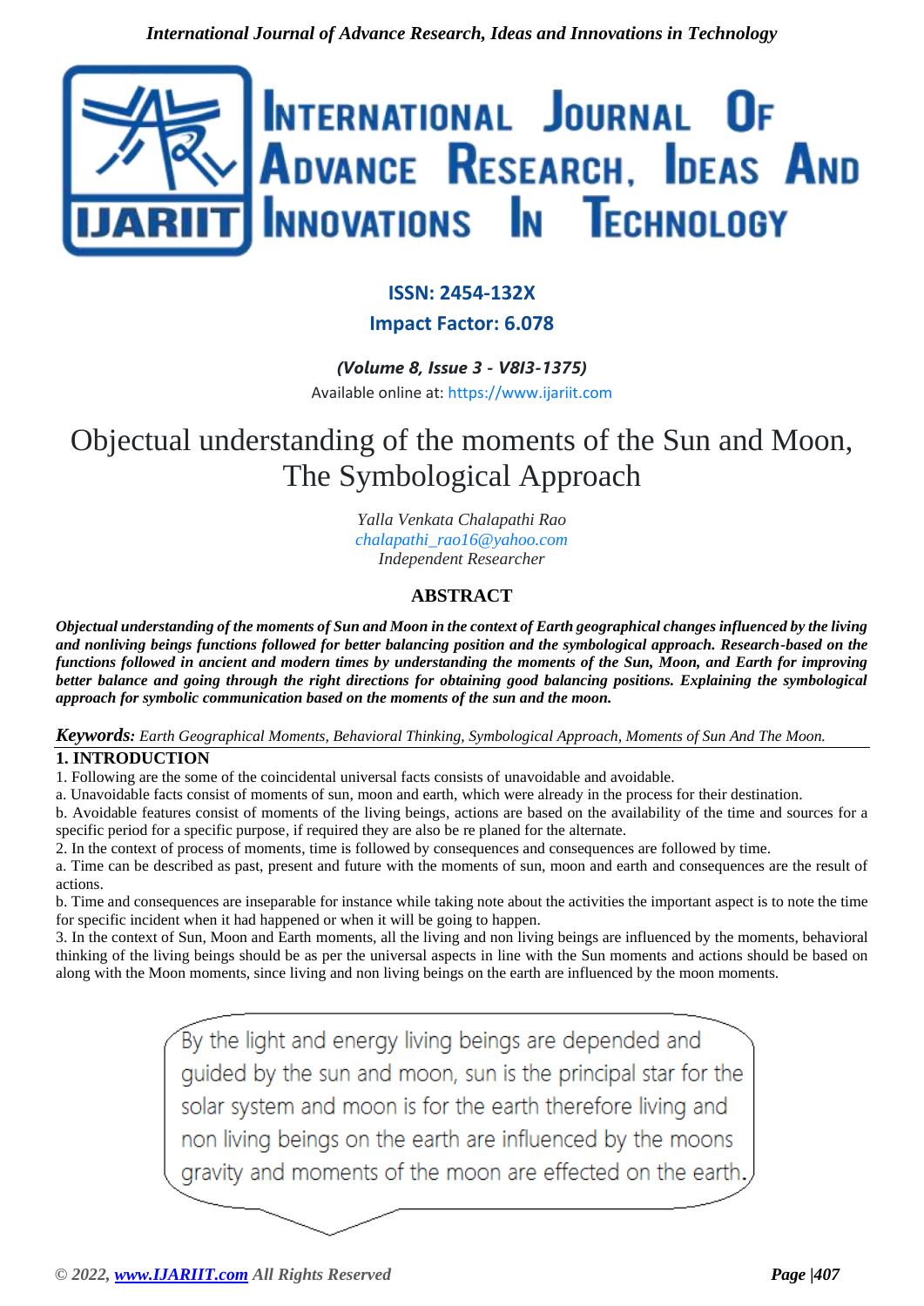ISSN: 2454-132X

Impact Factor: 6.078

*(Volume 8, Issue 3 - V8I3-1375)*

Available online at: https://www.ijariit.com

# Objectual understanding of the moments of the Sun and Moon, The Symbological Approach

*Yalla Venkata Chalapathi Rao*
*chalapathi_rao16@yahoo.com*
*Independent Researcher*

## ABSTRACT

***Objectual understanding of the moments of Sun and Moon in the context of Earth geographical changes influenced by the living and nonliving beings functions followed for better balancing position and the symbological approach. Research-based on the functions followed in ancient and modern times by understanding the moments of the Sun, Moon, and Earth for improving better balance and going through the right directions for obtaining good balancing positions. Explaining the symbological approach for symbolic communication based on the moments of the sun and the moon.***

***Keywords:*** *Earth Geographical Moments, Behavioral Thinking, Symbological Approach, Moments of Sun And The Moon.*

## 1. INTRODUCTION

1. Following are the some of the coincidental universal facts consists of unavoidable and avoidable.

a. Unavoidable facts consist of moments of sun, moon and earth, which were already in the process for their destination.

b. Avoidable features consist of moments of the living beings, actions are based on the availability of the time and sources for a specific period for a specific purpose, if required they are also be re planed for the alternate.

2. In the context of process of moments, time is followed by consequences and consequences are followed by time.

a. Time can be described as past, present and future with the moments of sun, moon and earth and consequences are the result of actions.

b. Time and consequences are inseparable for instance while taking note about the activities the important aspect is to note the time for specific incident when it had happened or when it will be going to happen.

3. In the context of Sun, Moon and Earth moments, all the living and non living beings are influenced by the moments, behavioral thinking of the living beings should be as per the universal aspects in line with the Sun moments and actions should be based on along with the Moon moments, since living and non living beings on the earth are influenced by the moon moments.

By the light and energy living beings are depended and guided by the sun and moon, sun is the principal star for the solar system and moon is for the earth therefore living and non living beings on the earth are influenced by the moons gravity and moments of the moon are effected on the earth.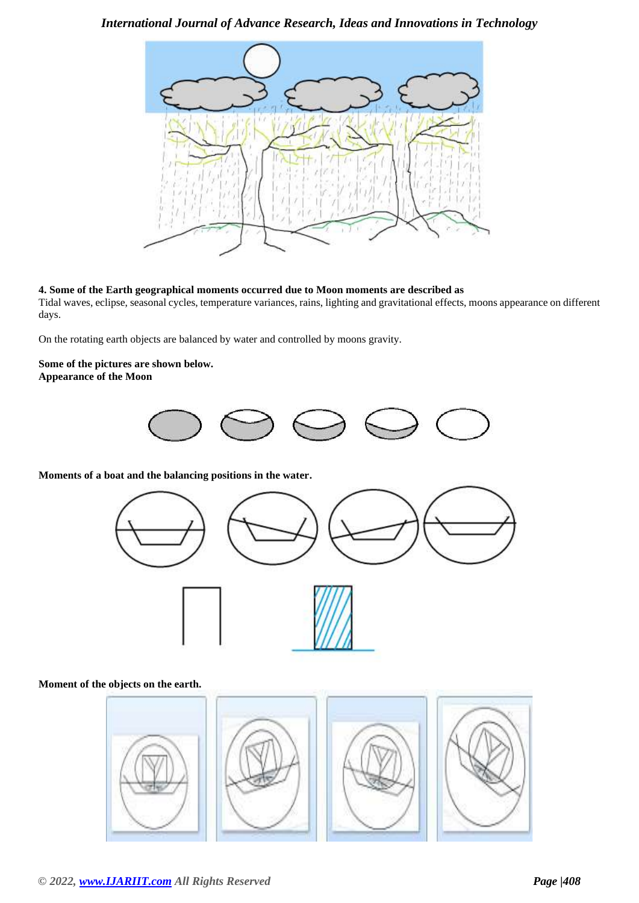**4. Some of the Earth geographical moments occurred due to Moon moments are described as**

Tidal waves, eclipse, seasonal cycles, temperature variances, rains, lighting and gravitational effects, moons appearance on different days.

On the rotating earth objects are balanced by water and controlled by moons gravity.

**Some of the pictures are shown below.**

**Appearance of the Moon**

**Moments of a boat and the balancing positions in the water.**

**Moment of the objects on the earth.**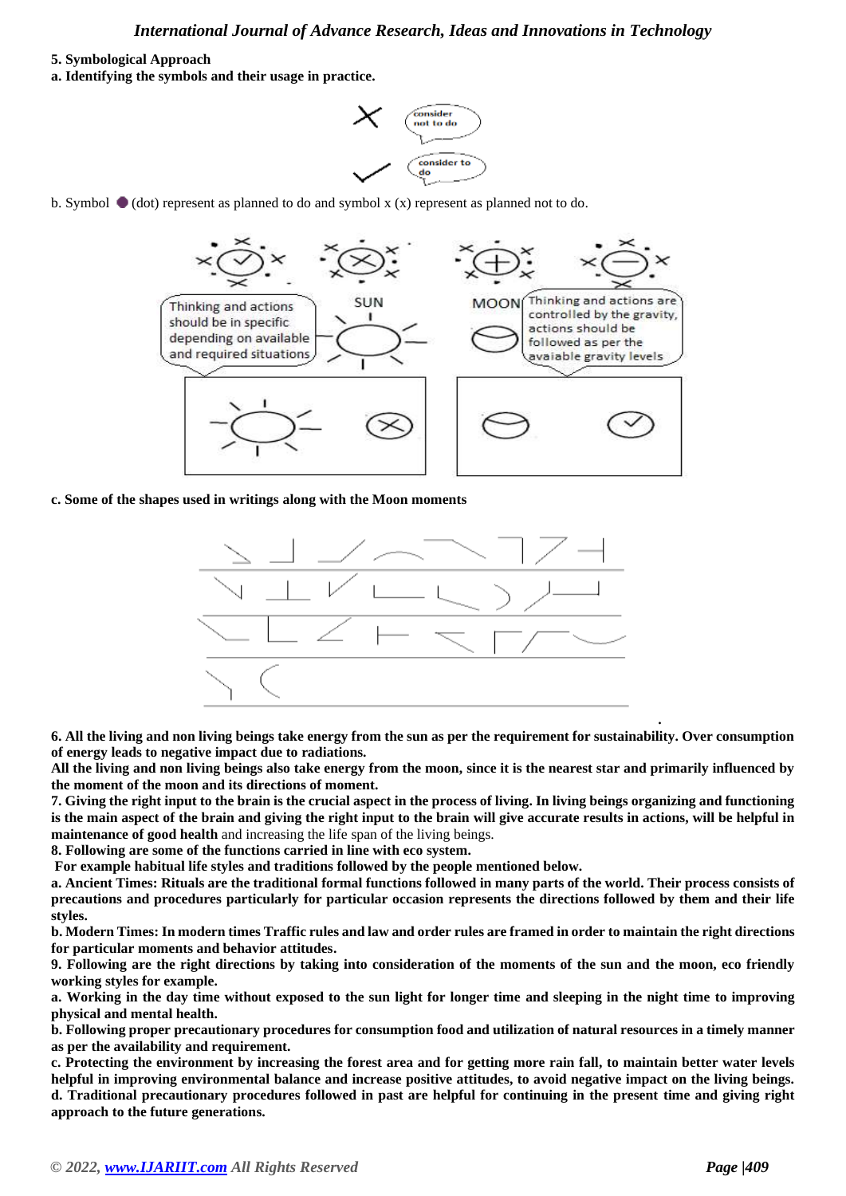**5. Symbological Approach**

**a. Identifying the symbols and their usage in practice.**

consider not to do

consider to do

b. Symbol ● (dot) represent as planned to do and symbol x (x) represent as planned not to do.

Thinking and actions should be in specific depending on available and required situations

SUN

MOON

Thinking and actions are controlled by the gravity, actions should be followed as per the avaiable gravity levels

**c. Some of the shapes used in writings along with the Moon moments**

**6. All the living and non living beings take energy from the sun as per the requirement for sustainability. Over consumption of energy leads to negative impact due to radiations.**

**All the living and non living beings also take energy from the moon, since it is the nearest star and primarily influenced by the moment of the moon and its directions of moment.**

**7. Giving the right input to the brain is the crucial aspect in the process of living. In living beings organizing and functioning is the main aspect of the brain and giving the right input to the brain will give accurate results in actions, will be helpful in maintenance of good health** and increasing the life span of the living beings.

**8. Following are some of the functions carried in line with eco system.**

**For example habitual life styles and traditions followed by the people mentioned below.**

**a. Ancient Times: Rituals are the traditional formal functions followed in many parts of the world. Their process consists of precautions and procedures particularly for particular occasion represents the directions followed by them and their life styles.**

**b. Modern Times: In modern times Traffic rules and law and order rules are framed in order to maintain the right directions for particular moments and behavior attitudes.**

**9. Following are the right directions by taking into consideration of the moments of the sun and the moon, eco friendly working styles for example.**

**a. Working in the day time without exposed to the sun light for longer time and sleeping in the night time to improving physical and mental health.**

**b. Following proper precautionary procedures for consumption food and utilization of natural resources in a timely manner as per the availability and requirement.**

**c. Protecting the environment by increasing the forest area and for getting more rain fall, to maintain better water levels helpful in improving environmental balance and increase positive attitudes, to avoid negative impact on the living beings.**

**d. Traditional precautionary procedures followed in past are helpful for continuing in the present time and giving right approach to the future generations.**